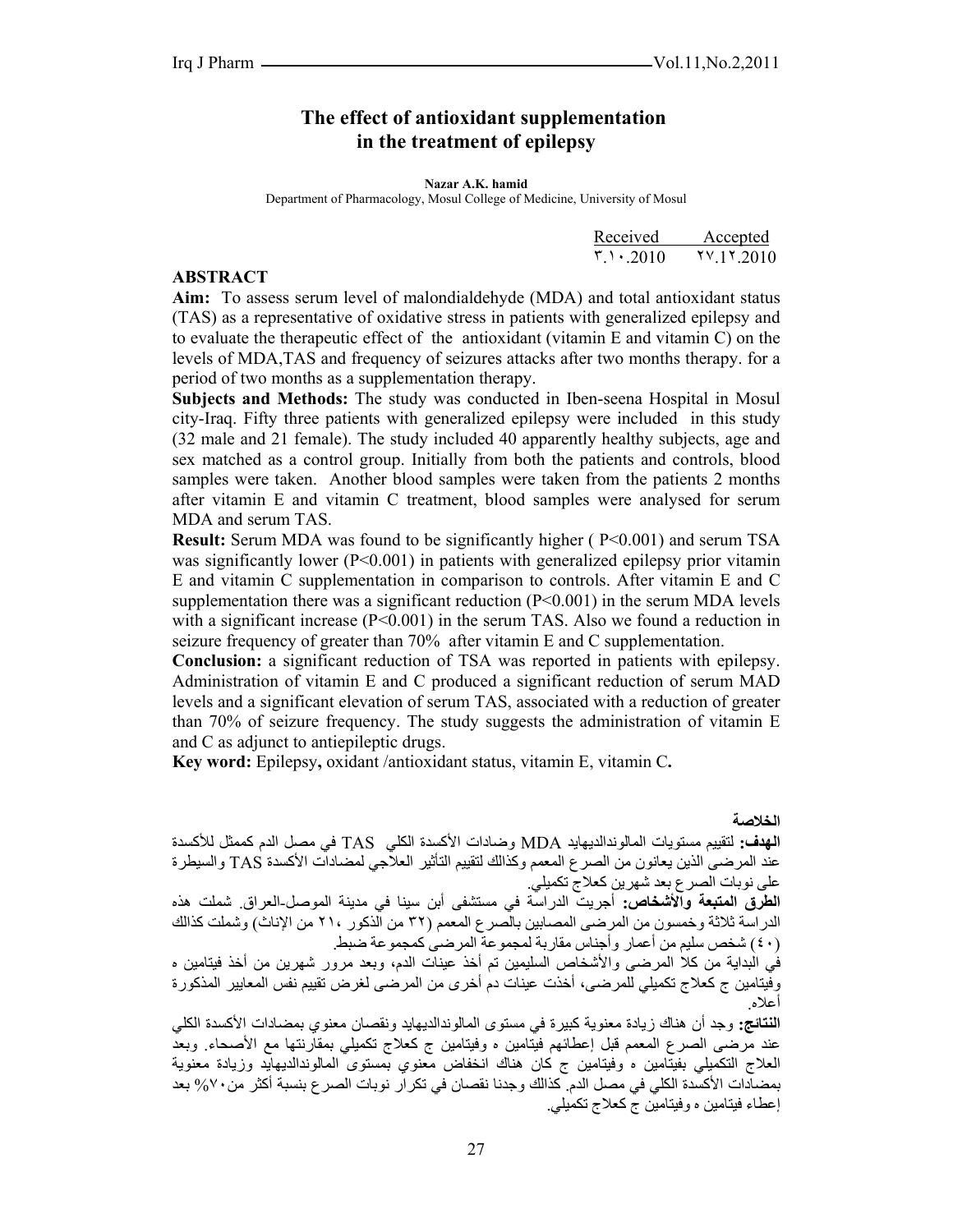# The effect of antioxidant supplementation in the treatment of epilepsy

**Nazar A.K. hamid**

Department of Pharmacology, Mosul College of Medicine, University of Mosul

| Received | Accepted |
|---|---|
| ٣.١٠.2010 | ٢٧.١٢.2010 |

## ABSTRACT

**Aim:** To assess serum level of malondialdehyde (MDA) and total antioxidant status (TAS) as a representative of oxidative stress in patients with generalized epilepsy and to evaluate the therapeutic effect of the antioxidant (vitamin E and vitamin C) on the levels of MDA,TAS and frequency of seizures attacks after two months therapy. for a period of two months as a supplementation therapy.

**Subjects and Methods:** The study was conducted in Iben-seena Hospital in Mosul city-Iraq. Fifty three patients with generalized epilepsy were included in this study (32 male and 21 female). The study included 40 apparently healthy subjects, age and sex matched as a control group. Initially from both the patients and controls, blood samples were taken. Another blood samples were taken from the patients 2 months after vitamin E and vitamin C treatment, blood samples were analysed for serum MDA and serum TAS.

**Result:** Serum MDA was found to be significantly higher ( $P<0.001$) and serum TSA was significantly lower ($P<0.001$) in patients with generalized epilepsy prior vitamin E and vitamin C supplementation in comparison to controls. After vitamin E and C supplementation there was a significant reduction ($P<0.001$) in the serum MDA levels with a significant increase ($P<0.001$) in the serum TAS. Also we found a reduction in seizure frequency of greater than 70% after vitamin E and C supplementation.

**Conclusion:** a significant reduction of TSA was reported in patients with epilepsy. Administration of vitamin E and C produced a significant reduction of serum MAD levels and a significant elevation of serum TAS, associated with a reduction of greater than 70% of seizure frequency. The study suggests the administration of vitamin E and C as adjunct to antiepileptic drugs.

**Key word:** Epilepsy**,** oxidant /antioxidant status, vitamin E, vitamin C**.**

## الخلاصة

**الهدف:** لتقييم مستويات المالونداليهايد MDA وضادات الأكسدة الكلي TAS في مصل الدم كممثل للأكسدة عند المرضى الذين يعانون من الصرع المعمم وكذالك لتقييم التأثير العلاجي لمضادات الأكسدة TAS والسيطرة على نوبات الصرع بعد شهرين كعلاج تكميلي.

**الطرق المتبعة والأشخاص:** أجريت الدراسة في مستشفى ابن سينا في مدينة الموصل-العراق. شملت هذه الدراسة ثلاثة وخمسون من المرضى المصابين بالصرع المعمم (٣٢ من الذكور ،٢١ من الإناث) وشملت كذالك (٤٠) شخص سليم من أعمار وأجناس مقاربة لمجموعة المرضى كمجموعة ضبط.

في البداية من كلا المرضى والأشخاص السليمين تم أخذ عينات الدم، وبعد مرور شهرين من أخذ فيتامين ه وفيتامين ج كعلاج تكميلي للمرضى، أخذت عينات دم أخرى من المرضى لغرض تقييم نفس المعايير المذكورة أعلاه.

**النتائج:** وجد أن هناك زيادة معنوية كبيرة في مستوى المالونداليهايد ونقصان معنوي بمضادات الأكسدة الكلي عند مرضى الصرع المعمم قبل إعطائهم فيتامين ه وفيتامين ج كعلاج تكميلي بمقارنتها مع الأصحاء. وبعد العلاج التكميلي بفيتامين ه وفيتامين ج كان هناك انخفاض معنوي بمستوى المالونداليهايد وزيادة معنوية بمضادات الأكسدة الكلي في مصل الدم. كذالك وجدنا نقصان في تكرار نوبات الصرع بنسبة أكثر من٧٠% بعد إعطاء فيتامين ه وفيتامين ج كعلاج تكميلي.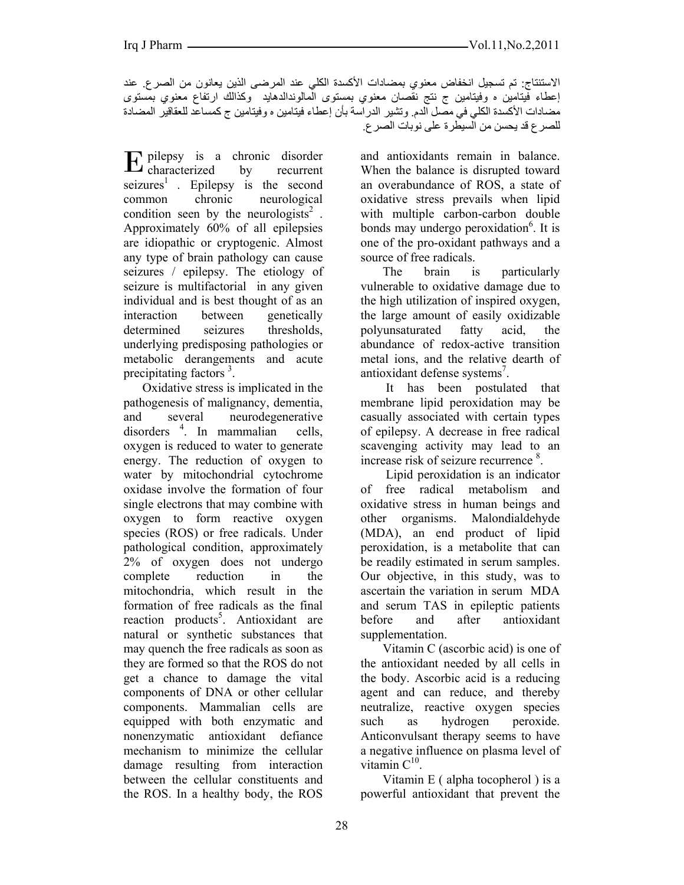الاستنتاج: تم تسجيل انخفاض معنوي بمضادات الأكسدة الكلي عند المرضى الذين يعانون من الصرع. عند إعطاء فيتامين ه وفيتامين ج نتج نقصان معنوي بمستوى المالوندالدهايد وكذالك ارتفاع معنوي بمستوى مضادات الأكسدة الكلي في مصل الدم. وتشير الدراسة بأن إعطاء فيتامين ه وفيتامين ج كمساعد للعقاقير المضادة للصرع قد يحسن من السيطرة على نوبات الصرع.

Epilepsy is a chronic disorder characterized by recurrent seizures[1]. Epilepsy is the second common chronic neurological condition seen by the neurologists[2]. Approximately 60% of all epilepsies are idiopathic or cryptogenic. Almost any type of brain pathology can cause seizures / epilepsy. The etiology of seizure is multifactorial in any given individual and is best thought of as an interaction between genetically determined seizures thresholds, underlying predisposing pathologies or metabolic derangements and acute precipitating factors[3].

Oxidative stress is implicated in the pathogenesis of malignancy, dementia, and several neurodegenerative disorders[4]. In mammalian cells, oxygen is reduced to water to generate energy. The reduction of oxygen to water by mitochondrial cytochrome oxidase involve the formation of four single electrons that may combine with oxygen to form reactive oxygen species (ROS) or free radicals. Under pathological condition, approximately 2% of oxygen does not undergo complete reduction in the mitochondria, which result in the formation of free radicals as the final reaction products[5]. Antioxidant are natural or synthetic substances that may quench the free radicals as soon as they are formed so that the ROS do not get a chance to damage the vital components of DNA or other cellular components. Mammalian cells are equipped with both enzymatic and nonenzymatic antioxidant defiance mechanism to minimize the cellular damage resulting from interaction between the cellular constituents and the ROS. In a healthy body, the ROS and antioxidants remain in balance. When the balance is disrupted toward an overabundance of ROS, a state of oxidative stress prevails when lipid with multiple carbon-carbon double bonds may undergo peroxidation[6]. It is one of the pro-oxidant pathways and a source of free radicals.

The brain is particularly vulnerable to oxidative damage due to the high utilization of inspired oxygen, the large amount of easily oxidizable polyunsaturated fatty acid, the abundance of redox-active transition metal ions, and the relative dearth of antioxidant defense systems[7].

It has been postulated that membrane lipid peroxidation may be casually associated with certain types of epilepsy. A decrease in free radical scavenging activity may lead to an increase risk of seizure recurrence[8].

Lipid peroxidation is an indicator of free radical metabolism and oxidative stress in human beings and other organisms. Malondialdehyde (MDA), an end product of lipid peroxidation, is a metabolite that can be readily estimated in serum samples. Our objective, in this study, was to ascertain the variation in serum MDA and serum TAS in epileptic patients before and after antioxidant supplementation.

Vitamin C (ascorbic acid) is one of the antioxidant needed by all cells in the body. Ascorbic acid is a reducing agent and can reduce, and thereby neutralize, reactive oxygen species such as hydrogen peroxide. Anticonvulsant therapy seems to have a negative influence on plasma level of vitamin C[10].

Vitamin E ( alpha tocopherol ) is a powerful antioxidant that prevent the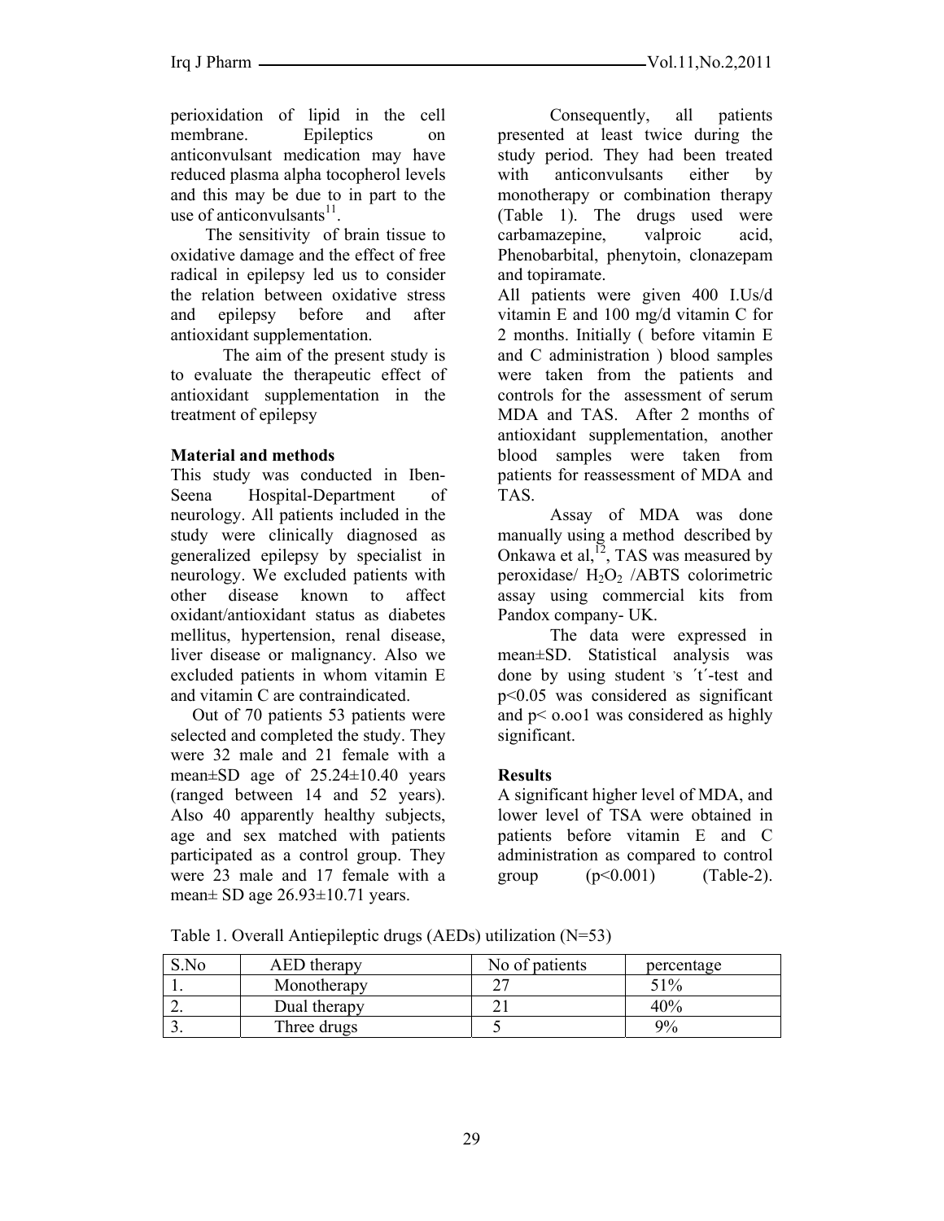perioxidation of lipid in the cell membrane. Epileptics on anticonvulsant medication may have reduced plasma alpha tocopherol levels and this may be due to in part to the use of anticonvulsants[11].

The sensitivity of brain tissue to oxidative damage and the effect of free radical in epilepsy led us to consider the relation between oxidative stress and epilepsy before and after antioxidant supplementation.

The aim of the present study is to evaluate the therapeutic effect of antioxidant supplementation in the treatment of epilepsy

**Material and methods**

This study was conducted in Iben-Seena Hospital-Department of neurology. All patients included in the study were clinically diagnosed as generalized epilepsy by specialist in neurology. We excluded patients with other disease known to affect oxidant/antioxidant status as diabetes mellitus, hypertension, renal disease, liver disease or malignancy. Also we excluded patients in whom vitamin E and vitamin C are contraindicated.

Out of 70 patients 53 patients were selected and completed the study. They were 32 male and 21 female with a mean±SD age of 25.24±10.40 years (ranged between 14 and 52 years). Also 40 apparently healthy subjects, age and sex matched with patients participated as a control group. They were 23 male and 17 female with a mean± SD age 26.93±10.71 years.

Consequently, all patients presented at least twice during the study period. They had been treated with anticonvulsants either by monotherapy or combination therapy (Table 1). The drugs used were carbamazepine, valproic acid, Phenobarbital, phenytoin, clonazepam and topiramate.

All patients were given 400 I.Us/d vitamin E and 100 mg/d vitamin C for 2 months. Initially ( before vitamin E and C administration ) blood samples were taken from the patients and controls for the assessment of serum MDA and TAS. After 2 months of antioxidant supplementation, another blood samples were taken from patients for reassessment of MDA and TAS.

Assay of MDA was done manually using a method described by Onkawa et al,[12], TAS was measured by peroxidase/ $H_2O_2$ /ABTS colorimetric assay using commercial kits from Pandox company- UK.

The data were expressed in mean±SD. Statistical analysis was done by using student ̓s ´t´-test and $p<0.05$ was considered as significant and p< o.oo1 was considered as highly significant.

**Results**

A significant higher level of MDA, and lower level of TSA were obtained in patients before vitamin E and C administration as compared to control group ($p<0.001$) (Table-2).

Table 1. Overall Antiepileptic drugs (AEDs) utilization (N=53)

| S.No | AED therapy | No of patients | percentage |
|---|---|---|---|
| 1. | Monotherapy | 27 | 51% |
| 2. | Dual therapy | 21 | 40% |
| 3. | Three drugs | 5 | 9% |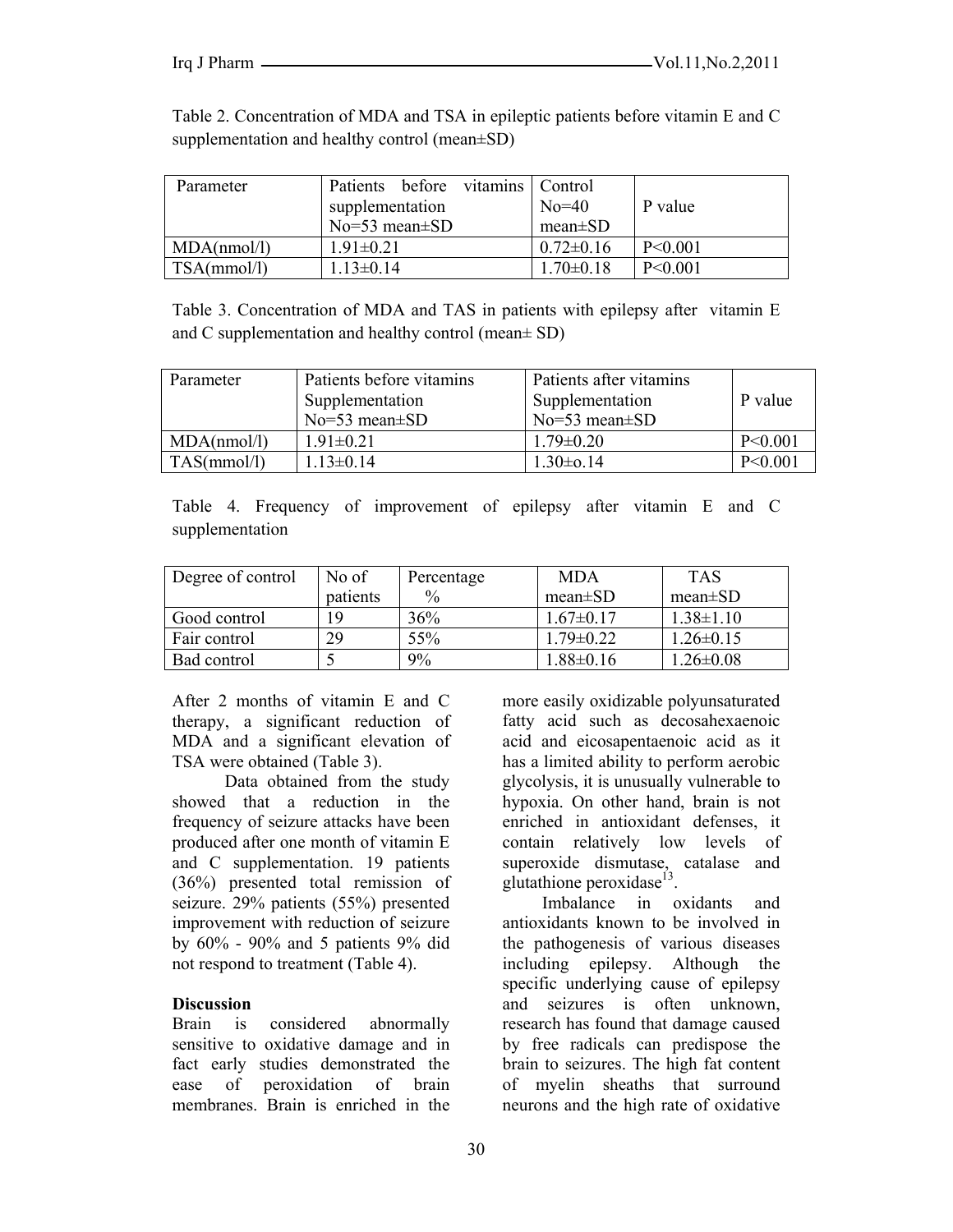Table 2. Concentration of MDA and TSA in epileptic patients before vitamin E and C supplementation and healthy control (mean±SD)

| Parameter | Patients before vitamins supplementation No=53 mean±SD | Control No=40 mean±SD | P value |
|---|---|---|---|
| MDA(nmol/l) | 1.91±0.21 | 0.72±0.16 | P<0.001 |
| TSA(mmol/l) | 1.13±0.14 | 1.70±0.18 | P<0.001 |

Table 3. Concentration of MDA and TAS in patients with epilepsy after vitamin E and C supplementation and healthy control (mean± SD)

| Parameter | Patients before vitamins Supplementation No=53 mean±SD | Patients after vitamins Supplementation No=53 mean±SD | P value |
|---|---|---|---|
| MDA(nmol/l) | 1.91±0.21 | 1.79±0.20 | P<0.001 |
| TAS(mmol/l) | 1.13±0.14 | 1.30±o.14 | P<0.001 |

Table 4. Frequency of improvement of epilepsy after vitamin E and C supplementation

| Degree of control | No of patients | Percentage % | MDA mean±SD | TAS mean±SD |
|---|---|---|---|---|
| Good control | 19 | 36% | 1.67±0.17 | 1.38±1.10 |
| Fair control | 29 | 55% | 1.79±0.22 | 1.26±0.15 |
| Bad control | 5 | 9% | 1.88±0.16 | 1.26±0.08 |

After 2 months of vitamin E and C therapy, a significant reduction of MDA and a significant elevation of TSA were obtained (Table 3).

Data obtained from the study showed that a reduction in the frequency of seizure attacks have been produced after one month of vitamin E and C supplementation. 19 patients (36%) presented total remission of seizure. 29% patients (55%) presented improvement with reduction of seizure by 60% - 90% and 5 patients 9% did not respond to treatment (Table 4).

**Discussion**

Brain is considered abnormally sensitive to oxidative damage and in fact early studies demonstrated the ease of peroxidation of brain membranes. Brain is enriched in the more easily oxidizable polyunsaturated fatty acid such as decosahexaenoic acid and eicosapentaenoic acid as it has a limited ability to perform aerobic glycolysis, it is unusually vulnerable to hypoxia. On other hand, brain is not enriched in antioxidant defenses, it contain relatively low levels of superoxide dismutase, catalase and glutathione peroxidase[13].

Imbalance in oxidants and antioxidants known to be involved in the pathogenesis of various diseases including epilepsy. Although the specific underlying cause of epilepsy and seizures is often unknown, research has found that damage caused by free radicals can predispose the brain to seizures. The high fat content of myelin sheaths that surround neurons and the high rate of oxidative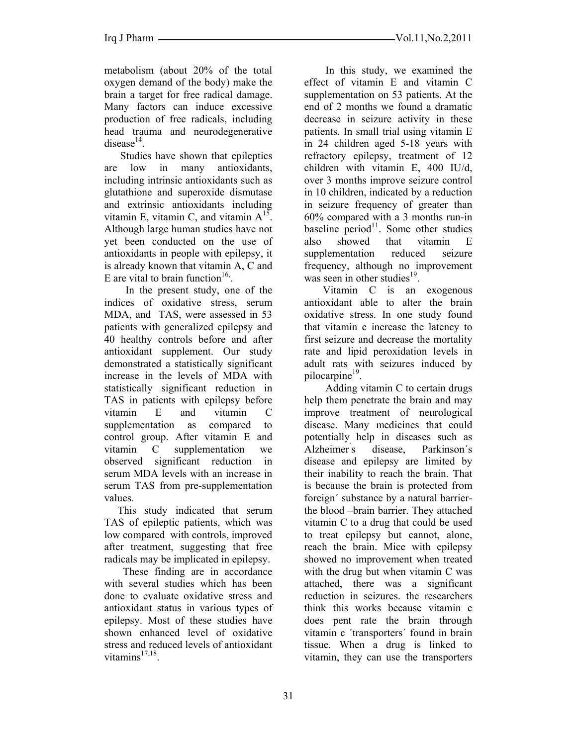metabolism (about 20% of the total oxygen demand of the body) make the brain a target for free radical damage. Many factors can induce excessive production of free radicals, including head trauma and neurodegenerative disease[14].

Studies have shown that epileptics are low in many antioxidants, including intrinsic antioxidants such as glutathione and superoxide dismutase and extrinsic antioxidants including vitamin E, vitamin C, and vitamin A[15]. Although large human studies have not yet been conducted on the use of antioxidants in people with epilepsy, it is already known that vitamin A, C and E are vital to brain function[16].

In the present study, one of the indices of oxidative stress, serum MDA, and TAS, were assessed in 53 patients with generalized epilepsy and 40 healthy controls before and after antioxidant supplement. Our study demonstrated a statistically significant increase in the levels of MDA with statistically significant reduction in TAS in patients with epilepsy before vitamin E and vitamin C supplementation as compared to control group. After vitamin E and vitamin C supplementation we observed significant reduction in serum MDA levels with an increase in serum TAS from pre-supplementation values.

This study indicated that serum TAS of epileptic patients, which was low compared with controls, improved after treatment, suggesting that free radicals may be implicated in epilepsy.

These finding are in accordance with several studies which has been done to evaluate oxidative stress and antioxidant status in various types of epilepsy. Most of these studies have shown enhanced level of oxidative stress and reduced levels of antioxidant vitamins[17,18].

In this study, we examined the effect of vitamin E and vitamin C supplementation on 53 patients. At the end of 2 months we found a dramatic decrease in seizure activity in these patients. In small trial using vitamin E in 24 children aged 5-18 years with refractory epilepsy, treatment of 12 children with vitamin E, 400 IU/d, over 3 months improve seizure control in 10 children, indicated by a reduction in seizure frequency of greater than 60% compared with a 3 months run-in baseline period[11]. Some other studies also showed that vitamin E supplementation reduced seizure frequency, although no improvement was seen in other studies[19].

Vitamin C is an exogenous antioxidant able to alter the brain oxidative stress. In one study found that vitamin c increase the latency to first seizure and decrease the mortality rate and lipid peroxidation levels in adult rats with seizures induced by pilocarpine[19].

Adding vitamin C to certain drugs help them penetrate the brain and may improve treatment of neurological disease. Many medicines that could potentially help in diseases such as Alzheimer's disease, Parkinson´s disease and epilepsy are limited by their inability to reach the brain. That is because the brain is protected from foreign´ substance by a natural barrier-the blood –brain barrier. They attached vitamin C to a drug that could be used to treat epilepsy but cannot, alone, reach the brain. Mice with epilepsy showed no improvement when treated with the drug but when vitamin C was attached, there was a significant reduction in seizures. the researchers think this works because vitamin c does pent rate the brain through vitamin c ´transporters´ found in brain tissue. When a drug is linked to vitamin, they can use the transporters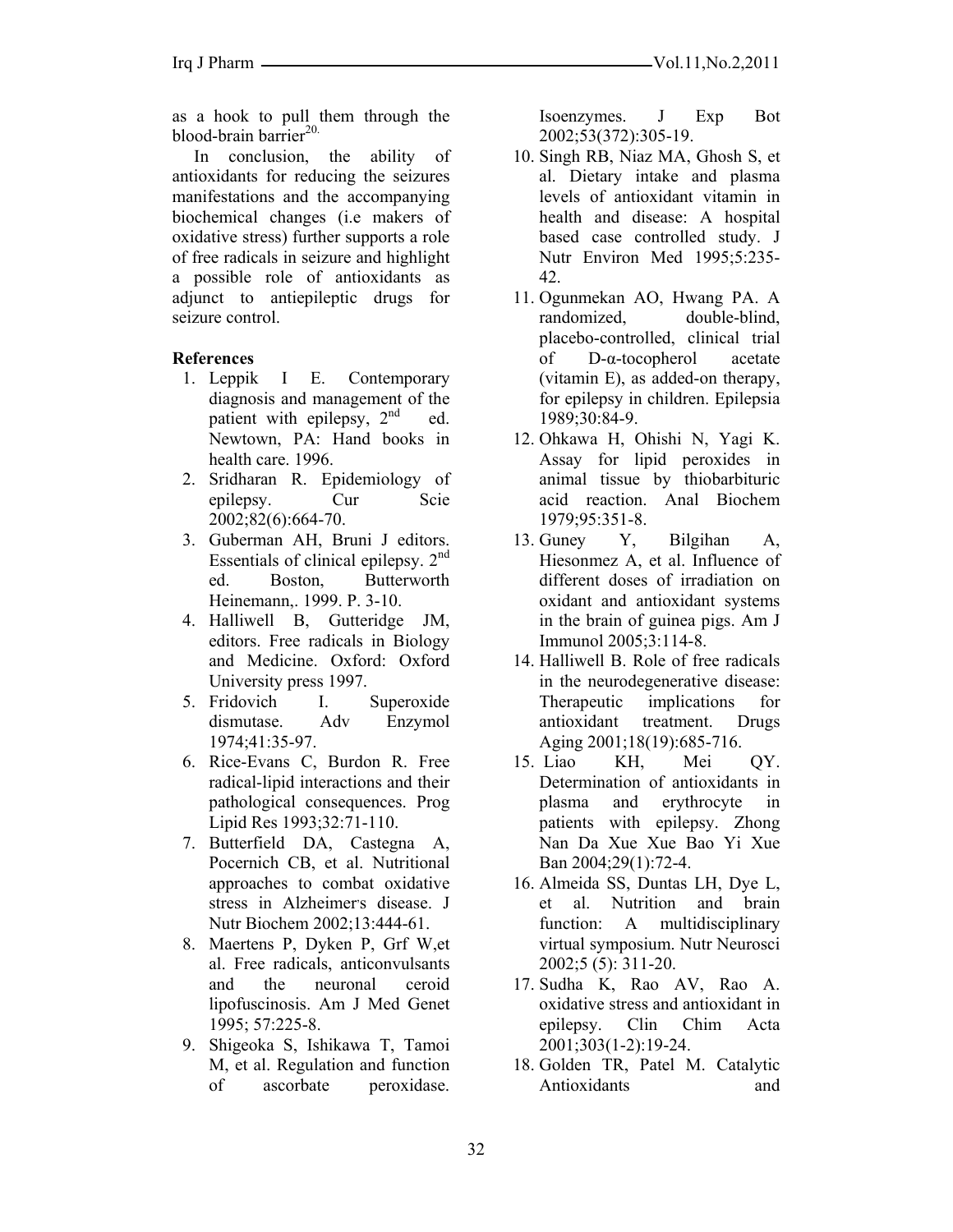as a hook to pull them through the blood-brain barrier[20].

In conclusion, the ability of antioxidants for reducing the seizures manifestations and the accompanying biochemical changes (i.e makers of oxidative stress) further supports a role of free radicals in seizure and highlight a possible role of antioxidants as adjunct to antiepileptic drugs for seizure control.

**References**

1. Leppik I E. Contemporary diagnosis and management of the patient with epilepsy, 2nd ed. Newtown, PA: Hand books in health care. 1996.
2. Sridharan R. Epidemiology of epilepsy. Cur Scie 2002;82(6):664-70.
3. Guberman AH, Bruni J editors. Essentials of clinical epilepsy. 2nd ed. Boston, Butterworth Heinemann,. 1999. P. 3-10.
4. Halliwell B, Gutteridge JM, editors. Free radicals in Biology and Medicine. Oxford: Oxford University press 1997.
5. Fridovich I. Superoxide dismutase. Adv Enzymol 1974;41:35-97.
6. Rice-Evans C, Burdon R. Free radical-lipid interactions and their pathological consequences. Prog Lipid Res 1993;32:71-110.
7. Butterfield DA, Castegna A, Pocernich CB, et al. Nutritional approaches to combat oxidative stress in Alzheimer's disease. J Nutr Biochem 2002;13:444-61.
8. Maertens P, Dyken P, Grf W,et al. Free radicals, anticonvulsants and the neuronal ceroid lipofuscinosis. Am J Med Genet 1995; 57:225-8.
9. Shigeoka S, Ishikawa T, Tamoi M, et al. Regulation and function of ascorbate peroxidase. Isoenzymes. J Exp Bot 2002;53(372):305-19.
10. Singh RB, Niaz MA, Ghosh S, et al. Dietary intake and plasma levels of antioxidant vitamin in health and disease: A hospital based case controlled study. J Nutr Environ Med 1995;5:235-42.
11. Ogunmekan AO, Hwang PA. A randomized, double-blind, placebo-controlled, clinical trial of D-α-tocopherol acetate (vitamin E), as added-on therapy, for epilepsy in children. Epilepsia 1989;30:84-9.
12. Ohkawa H, Ohishi N, Yagi K. Assay for lipid peroxides in animal tissue by thiobarbituric acid reaction. Anal Biochem 1979;95:351-8.
13. Guney Y, Bilgihan A, Hiesonmez A, et al. Influence of different doses of irradiation on oxidant and antioxidant systems in the brain of guinea pigs. Am J Immunol 2005;3:114-8.
14. Halliwell B. Role of free radicals in the neurodegenerative disease: Therapeutic implications for antioxidant treatment. Drugs Aging 2001;18(19):685-716.
15. Liao KH, Mei QY. Determination of antioxidants in plasma and erythrocyte in patients with epilepsy. Zhong Nan Da Xue Xue Bao Yi Xue Ban 2004;29(1):72-4.
16. Almeida SS, Duntas LH, Dye L, et al. Nutrition and brain function: A multidisciplinary virtual symposium. Nutr Neurosci 2002;5 (5): 311-20.
17. Sudha K, Rao AV, Rao A. oxidative stress and antioxidant in epilepsy. Clin Chim Acta 2001;303(1-2):19-24.
18. Golden TR, Patel M. Catalytic Antioxidants and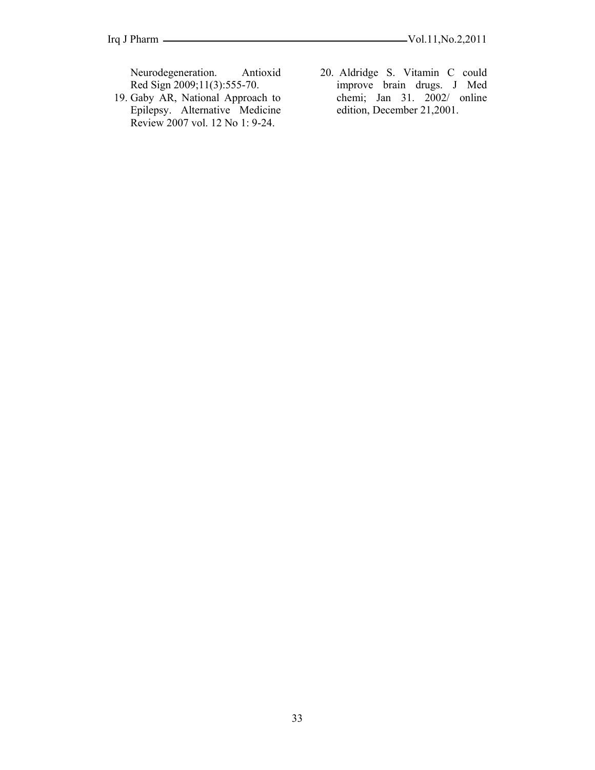Neurodegeneration. Antioxid Red Sign 2009;11(3):555-70.

19. Gaby AR, National Approach to Epilepsy. Alternative Medicine Review 2007 vol. 12 No 1: 9-24.
20. Aldridge S. Vitamin C could improve brain drugs. J Med chemi; Jan 31. 2002/ online edition, December 21,2001.